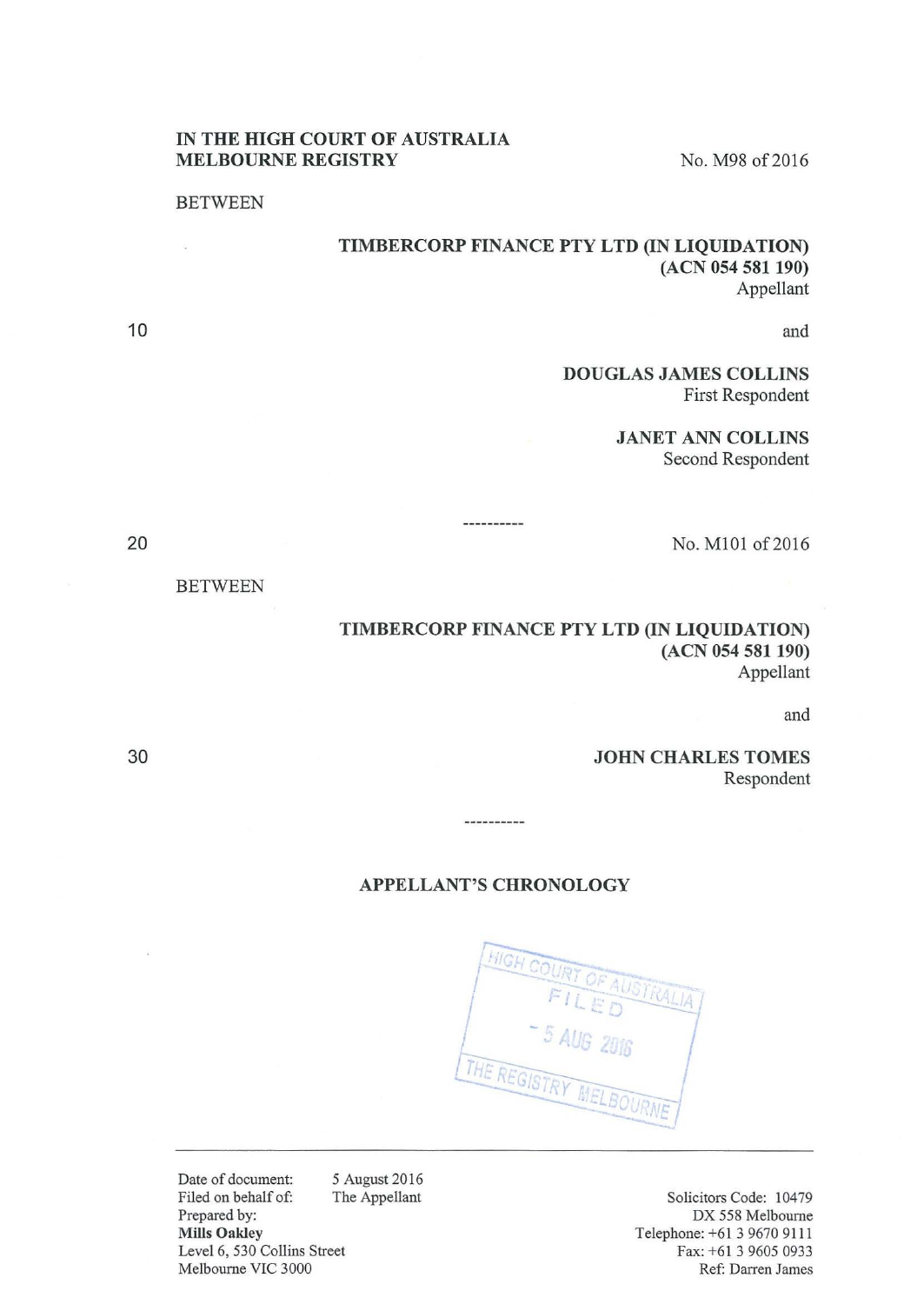**IN THE HIGH COURT OF AUSTRALIA**
**MELBOURNE REGISTRY**

No. M98 of 2016

BETWEEN

**TIMBERCORP FINANCE PTY LTD (IN LIQUIDATION)**
**(ACN 054 581 190)**
Appellant

and

**DOUGLAS JAMES COLLINS**
First Respondent

**JANET ANN COLLINS**
Second Respondent

----------

No. M101 of 2016

BETWEEN

**TIMBERCORP FINANCE PTY LTD (IN LIQUIDATION)**
**(ACN 054 581 190)**
Appellant

and

**JOHN CHARLES TOMES**
Respondent

----------

## APPELLANT'S CHRONOLOGY

HIGH COURT OF AUSTRALIA
FILED
- 5 AUG 2016
THE REGISTRY MELBOURNE

---

Date of document: 5 August 2016
Filed on behalf of: The Appellant
Prepared by:
**Mills Oakley**
Level 6, 530 Collins Street
Melbourne VIC 3000

Solicitors Code: 10479
DX 558 Melbourne
Telephone: +61 3 9670 9111
Fax: +61 3 9605 0933
Ref: Darren James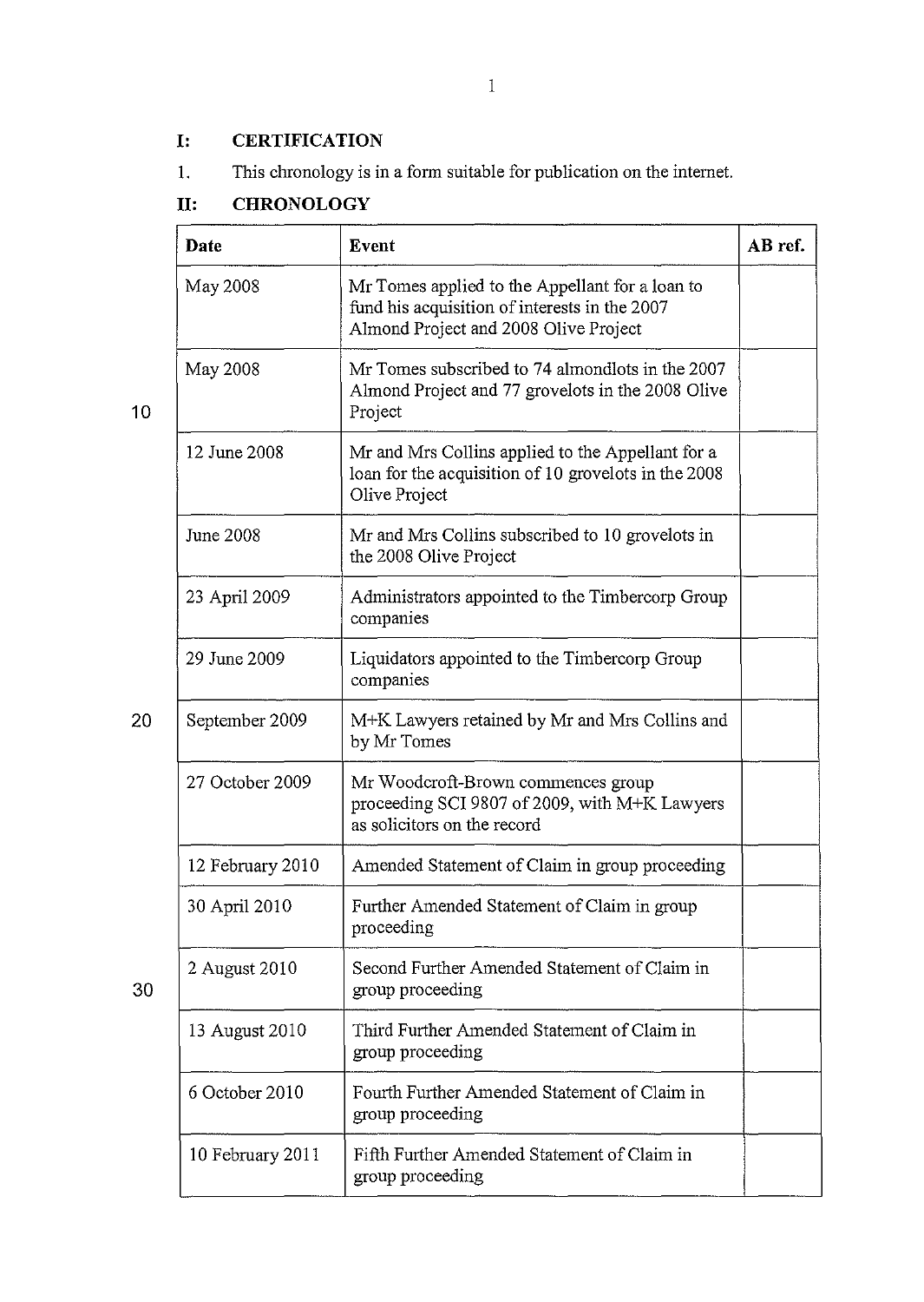## I: CERTIFICATION

1. This chronology is in a form suitable for publication on the internet.

## II: CHRONOLOGY

| Date | Event | AB ref. |
| --- | --- | --- |
| May 2008 | Mr Tomes applied to the Appellant for a loan to fund his acquisition of interests in the 2007 Almond Project and 2008 Olive Project | |
| May 2008 | Mr Tomes subscribed to 74 almondlots in the 2007 Almond Project and 77 grovelots in the 2008 Olive Project | |
| 12 June 2008 | Mr and Mrs Collins applied to the Appellant for a loan for the acquisition of 10 grovelots in the 2008 Olive Project | |
| June 2008 | Mr and Mrs Collins subscribed to 10 grovelots in the 2008 Olive Project | |
| 23 April 2009 | Administrators appointed to the Timbercorp Group companies | |
| 29 June 2009 | Liquidators appointed to the Timbercorp Group companies | |
| September 2009 | M+K Lawyers retained by Mr and Mrs Collins and by Mr Tomes | |
| 27 October 2009 | Mr Woodcroft-Brown commences group proceeding SCI 9807 of 2009, with M+K Lawyers as solicitors on the record | |
| 12 February 2010 | Amended Statement of Claim in group proceeding | |
| 30 April 2010 | Further Amended Statement of Claim in group proceeding | |
| 2 August 2010 | Second Further Amended Statement of Claim in group proceeding | |
| 13 August 2010 | Third Further Amended Statement of Claim in group proceeding | |
| 6 October 2010 | Fourth Further Amended Statement of Claim in group proceeding | |
| 10 February 2011 | Fifth Further Amended Statement of Claim in group proceeding | |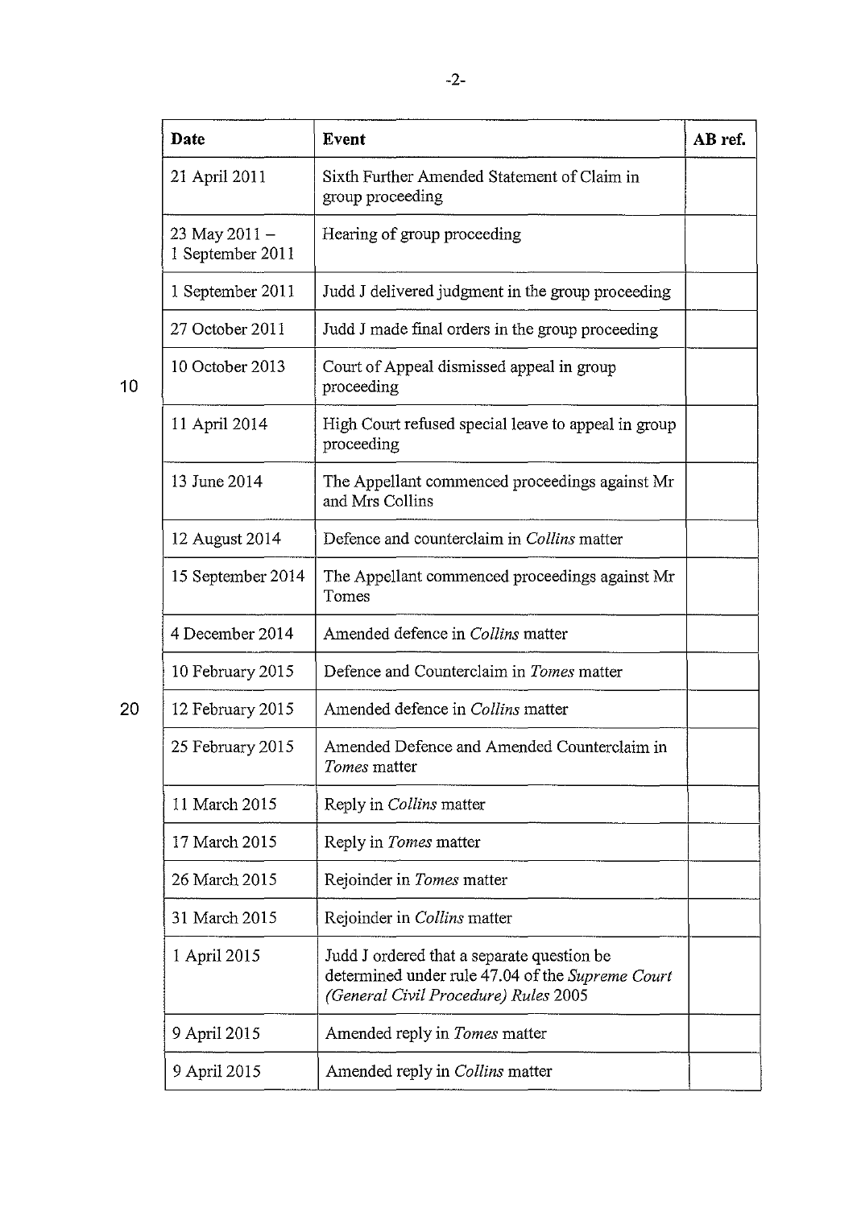| Date | Event | AB ref. |
|---|---|---|
| 21 April 2011 | Sixth Further Amended Statement of Claim in group proceeding | |
| 23 May 2011 – 1 September 2011 | Hearing of group proceeding | |
| 1 September 2011 | Judd J delivered judgment in the group proceeding | |
| 27 October 2011 | Judd J made final orders in the group proceeding | |
| 10 October 2013 | Court of Appeal dismissed appeal in group proceeding | |
| 11 April 2014 | High Court refused special leave to appeal in group proceeding | |
| 13 June 2014 | The Appellant commenced proceedings against Mr and Mrs Collins | |
| 12 August 2014 | Defence and counterclaim in *Collins* matter | |
| 15 September 2014 | The Appellant commenced proceedings against Mr Tomes | |
| 4 December 2014 | Amended defence in *Collins* matter | |
| 10 February 2015 | Defence and Counterclaim in *Tomes* matter | |
| 12 February 2015 | Amended defence in *Collins* matter | |
| 25 February 2015 | Amended Defence and Amended Counterclaim in *Tomes* matter | |
| 11 March 2015 | Reply in *Collins* matter | |
| 17 March 2015 | Reply in *Tomes* matter | |
| 26 March 2015 | Rejoinder in *Tomes* matter | |
| 31 March 2015 | Rejoinder in *Collins* matter | |
| 1 April 2015 | Judd J ordered that a separate question be determined under rule 47.04 of the *Supreme Court (General Civil Procedure) Rules* 2005 | |
| 9 April 2015 | Amended reply in *Tomes* matter | |
| 9 April 2015 | Amended reply in *Collins* matter | |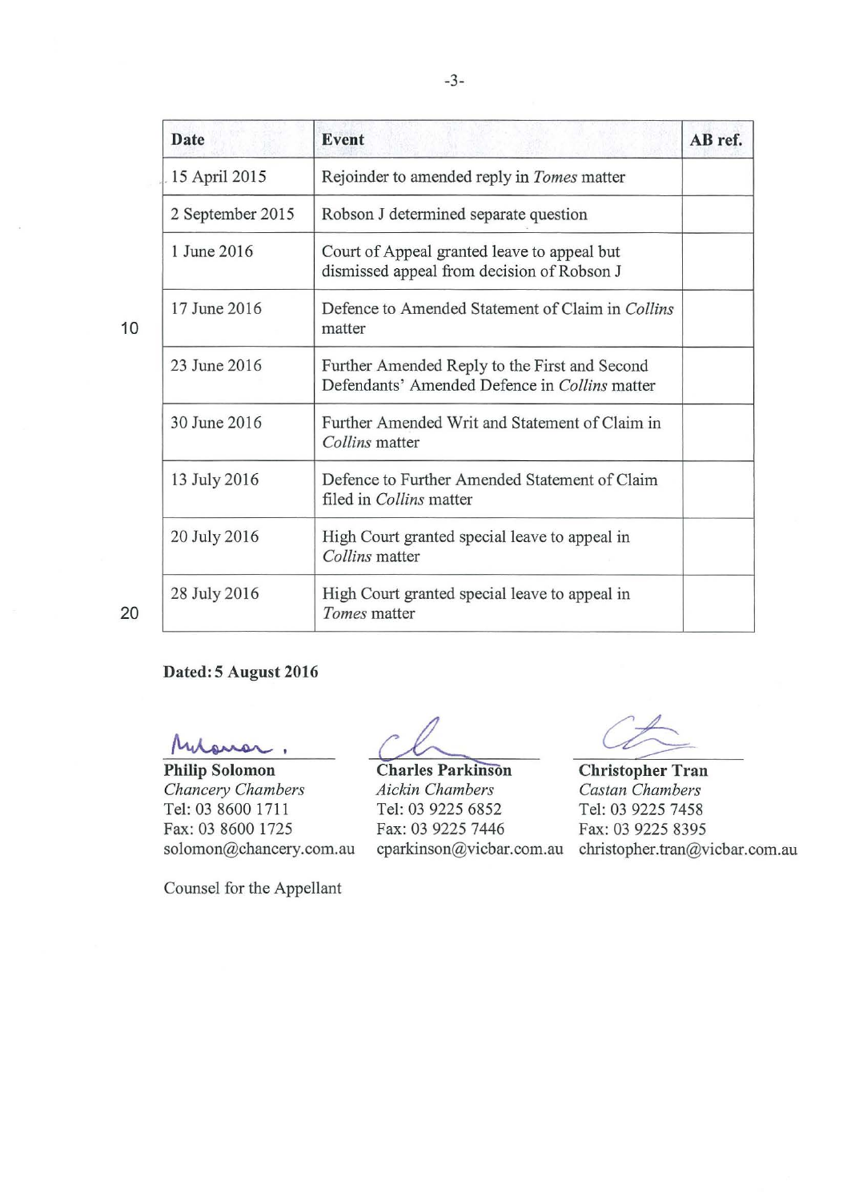| Date | Event | AB ref. |
|---|---|---|
| 15 April 2015 | Rejoinder to amended reply in *Tomes* matter | |
| 2 September 2015 | Robson J determined separate question | |
| 1 June 2016 | Court of Appeal granted leave to appeal but dismissed appeal from decision of Robson J | |
| 17 June 2016 | Defence to Amended Statement of Claim in *Collins* matter | |
| 23 June 2016 | Further Amended Reply to the First and Second Defendants' Amended Defence in *Collins* matter | |
| 30 June 2016 | Further Amended Writ and Statement of Claim in *Collins* matter | |
| 13 July 2016 | Defence to Further Amended Statement of Claim filed in *Collins* matter | |
| 20 July 2016 | High Court granted special leave to appeal in *Collins* matter | |
| 28 July 2016 | High Court granted special leave to appeal in *Tomes* matter | |

**Dated: 5 August 2016**

**Philip Solomon**
*Chancery Chambers*
Tel: 03 8600 1711
Fax: 03 8600 1725
solomon@chancery.com.au

**Charles Parkinson**
*Aickin Chambers*
Tel: 03 9225 6852
Fax: 03 9225 7446
cparkinson@vicbar.com.au

**Christopher Tran**
*Castan Chambers*
Tel: 03 9225 7458
Fax: 03 9225 8395
christopher.tran@vicbar.com.au

Counsel for the Appellant